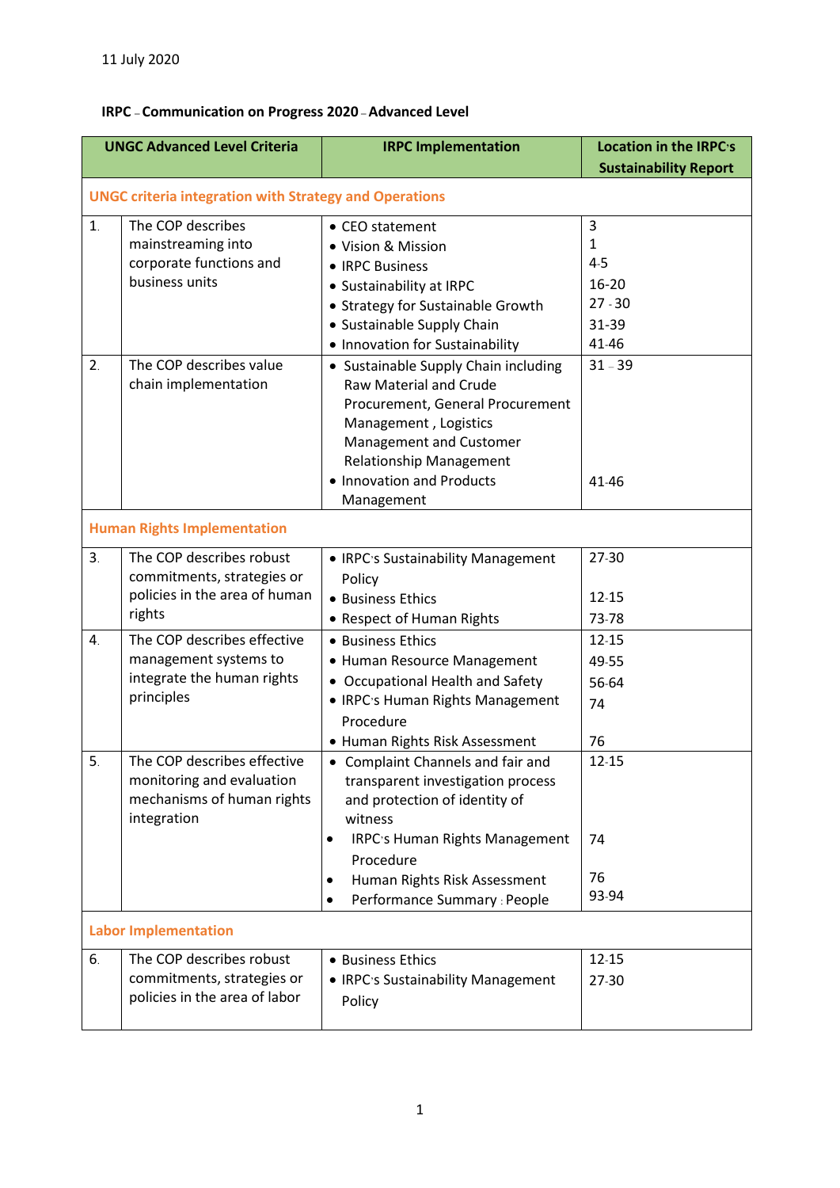11 July 2020

**IRPC – Communication on Progress 2020 – Advanced Level**

| UNGC Advanced Level Criteria | | IRPC Implementation | Location in the IRPC's Sustainability Report |
|---|---|---|---|
| **UNGC criteria integration with Strategy and Operations** | | | |
| 1. | The COP describes mainstreaming into corporate functions and business units | • CEO statement<br>• Vision & Mission<br>• IRPC Business<br>• Sustainability at IRPC<br>• Strategy for Sustainable Growth<br>• Sustainable Supply Chain<br>• Innovation for Sustainability | 3<br>1<br>4-5<br>16-20<br>27 - 30<br>31-39<br>41-46 |
| 2. | The COP describes value chain implementation | • Sustainable Supply Chain including Raw Material and Crude Procurement, General Procurement Management , Logistics Management and Customer Relationship Management<br>• Innovation and Products Management | 31 – 39<br><br>41-46 |
| **Human Rights Implementation** | | | |
| 3. | The COP describes robust commitments, strategies or policies in the area of human rights | • IRPC's Sustainability Management Policy<br>• Business Ethics<br>• Respect of Human Rights | 27-30<br>12-15<br>73-78 |
| 4. | The COP describes effective management systems to integrate the human rights principles | • Business Ethics<br>• Human Resource Management<br>• Occupational Health and Safety<br>• IRPC's Human Rights Management Procedure<br>• Human Rights Risk Assessment | 12-15<br>49-55<br>56-64<br>74<br>76 |
| 5. | The COP describes effective monitoring and evaluation mechanisms of human rights integration | • Complaint Channels and fair and transparent investigation process and protection of identity of witness<br>• IRPC's Human Rights Management Procedure<br>• Human Rights Risk Assessment<br>• Performance Summary : People | 12-15<br><br>74<br>76<br>93-94 |
| **Labor Implementation** | | | |
| 6. | The COP describes robust commitments, strategies or policies in the area of labor | • Business Ethics<br>• IRPC's Sustainability Management Policy | 12-15<br>27-30 |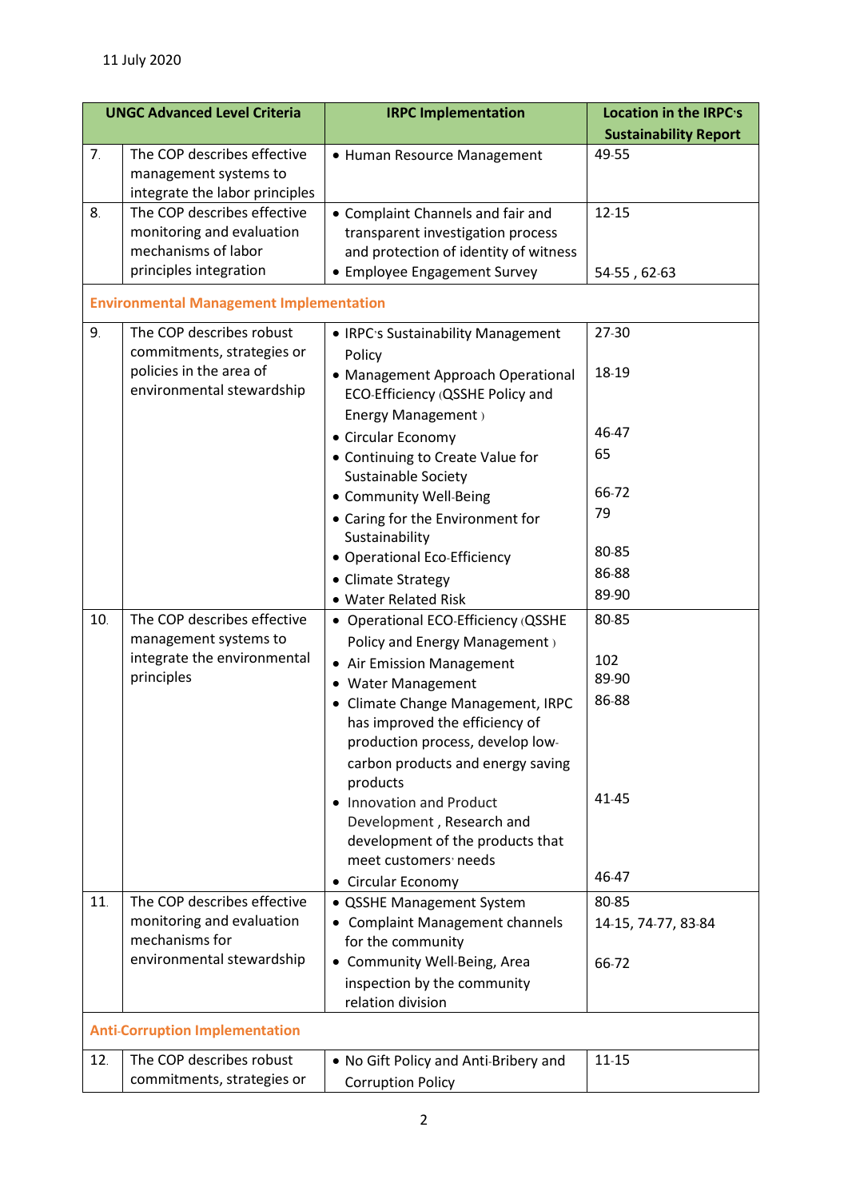11 July 2020

| UNGC Advanced Level Criteria | | IRPC Implementation | Location in the IRPC's Sustainability Report |
|---|---|---|---|
| 7. | The COP describes effective management systems to integrate the labor principles | • Human Resource Management | 49-55 |
| 8. | The COP describes effective monitoring and evaluation mechanisms of labor principles integration | • Complaint Channels and fair and transparent investigation process and protection of identity of witness<br>• Employee Engagement Survey | 12-15<br><br>54-55 , 62-63 |
| **Environmental Management Implementation** | | | |
| 9. | The COP describes robust commitments, strategies or policies in the area of environmental stewardship | • IRPC's Sustainability Management Policy<br>• Management Approach Operational ECO-Efficiency (QSSHE Policy and Energy Management )<br>• Circular Economy<br>• Continuing to Create Value for Sustainable Society<br>• Community Well-Being<br>• Caring for the Environment for Sustainability<br>• Operational Eco-Efficiency<br>• Climate Strategy<br>• Water Related Risk | 27-30<br>18-19<br><br>46-47<br>65<br><br>66-72<br>79<br><br>80-85<br>86-88<br>89-90 |
| 10. | The COP describes effective management systems to integrate the environmental principles | • Operational ECO-Efficiency (QSSHE Policy and Energy Management )<br>• Air Emission Management<br>• Water Management<br>• Climate Change Management, IRPC has improved the efficiency of production process, develop low-carbon products and energy saving products<br>• Innovation and Product Development , Research and development of the products that meet customers' needs<br>• Circular Economy | 80-85<br><br>102<br>89-90<br>86-88<br><br><br><br>41-45<br><br><br>46-47 |
| 11. | The COP describes effective monitoring and evaluation mechanisms for environmental stewardship | • QSSHE Management System<br>• Complaint Management channels for the community<br>• Community Well-Being, Area inspection by the community relation division | 80-85<br>14-15, 74-77, 83-84<br><br>66-72 |
| **Anti-Corruption Implementation** | | | |
| 12. | The COP describes robust commitments, strategies or | • No Gift Policy and Anti-Bribery and Corruption Policy | 11-15 |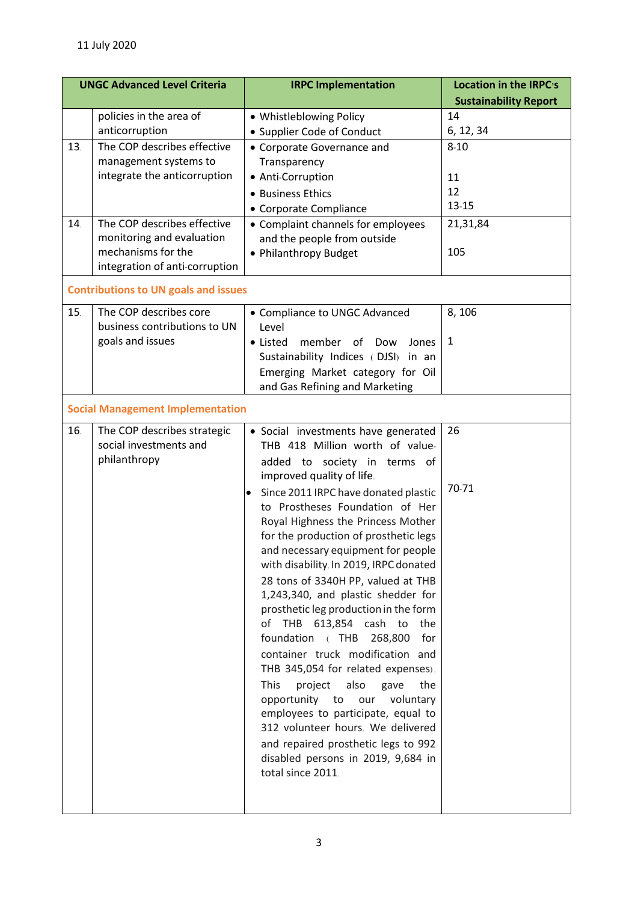11 July 2020

| | UNGC Advanced Level Criteria | IRPC Implementation | Location in the IRPC's Sustainability Report |
|---|---|---|---|
| | policies in the area of anticorruption | • Whistleblowing Policy<br>• Supplier Code of Conduct | 14<br>6, 12, 34 |
| 13. | The COP describes effective management systems to integrate the anticorruption | • Corporate Governance and Transparency<br>• Anti-Corruption<br>• Business Ethics<br>• Corporate Compliance | 8-10<br><br>11<br>12<br>13-15 |
| 14. | The COP describes effective monitoring and evaluation mechanisms for the integration of anti-corruption | • Complaint channels for employees and the people from outside<br>• Philanthropy Budget | 21,31,84<br><br>105 |
| **Contributions to UN goals and issues** | | | |
| 15. | The COP describes core business contributions to UN goals and issues | • Compliance to UNGC Advanced Level<br>• Listed member of Dow Jones Sustainability Indices (DJSI) in an Emerging Market category for Oil and Gas Refining and Marketing | 8, 106<br><br>1 |
| **Social Management Implementation** | | | |
| 16. | The COP describes strategic social investments and philanthropy | • Social investments have generated THB 418 Million worth of value-added to society in terms of improved quality of life.<br>• Since 2011 IRPC have donated plastic to Prostheses Foundation of Her Royal Highness the Princess Mother for the production of prosthetic legs and necessary equipment for people with disability. In 2019, IRPC donated 28 tons of 3340H PP, valued at THB 1,243,340, and plastic shedder for prosthetic leg production in the form of THB 613,854 cash to the foundation (THB 268,800 for container truck modification and THB 345,054 for related expenses). This project also gave the opportunity to our voluntary employees to participate, equal to 312 volunteer hours. We delivered and repaired prosthetic legs to 992 disabled persons in 2019, 9,684 in total since 2011. | 26<br><br><br><br>70-71 |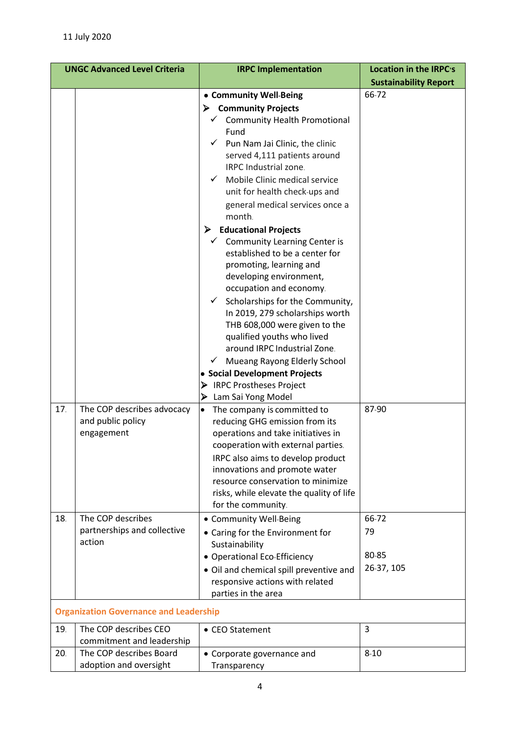11 July 2020

| UNGC Advanced Level Criteria | | IRPC Implementation | Location in the IRPC's Sustainability Report |
|---|---|---|---|
| | | • **Community Well-Being**<br>➢ **Community Projects**<br>✓ Community Health Promotional Fund<br>✓ Pun Nam Jai Clinic, the clinic served 4,111 patients around IRPC Industrial zone.<br>✓ Mobile Clinic medical service unit for health check-ups and general medical services once a month.<br>➢ **Educational Projects**<br>✓ Community Learning Center is established to be a center for promoting, learning and developing environment, occupation and economy.<br>✓ Scholarships for the Community, In 2019, 279 scholarships worth THB 608,000 were given to the qualified youths who lived around IRPC Industrial Zone.<br>✓ Mueang Rayong Elderly School<br>• **Social Development Projects**<br>➢ IRPC Prostheses Project<br>➢ Lam Sai Yong Model | 66-72 |
| 17. | The COP describes advocacy and public policy engagement | • The company is committed to reducing GHG emission from its operations and take initiatives in cooperation with external parties. IRPC also aims to develop product innovations and promote water resource conservation to minimize risks, while elevate the quality of life for the community. | 87-90 |
| 18. | The COP describes partnerships and collective action | • Community Well-Being<br>• Caring for the Environment for Sustainability<br>• Operational Eco-Efficiency<br>• Oil and chemical spill preventive and responsive actions with related parties in the area | 66-72<br>79<br>80-85<br>26-37, 105 |
| **Organization Governance and Leadership** | | | |
| 19. | The COP describes CEO commitment and leadership | • CEO Statement | 3 |
| 20. | The COP describes Board adoption and oversight | • Corporate governance and Transparency | 8-10 |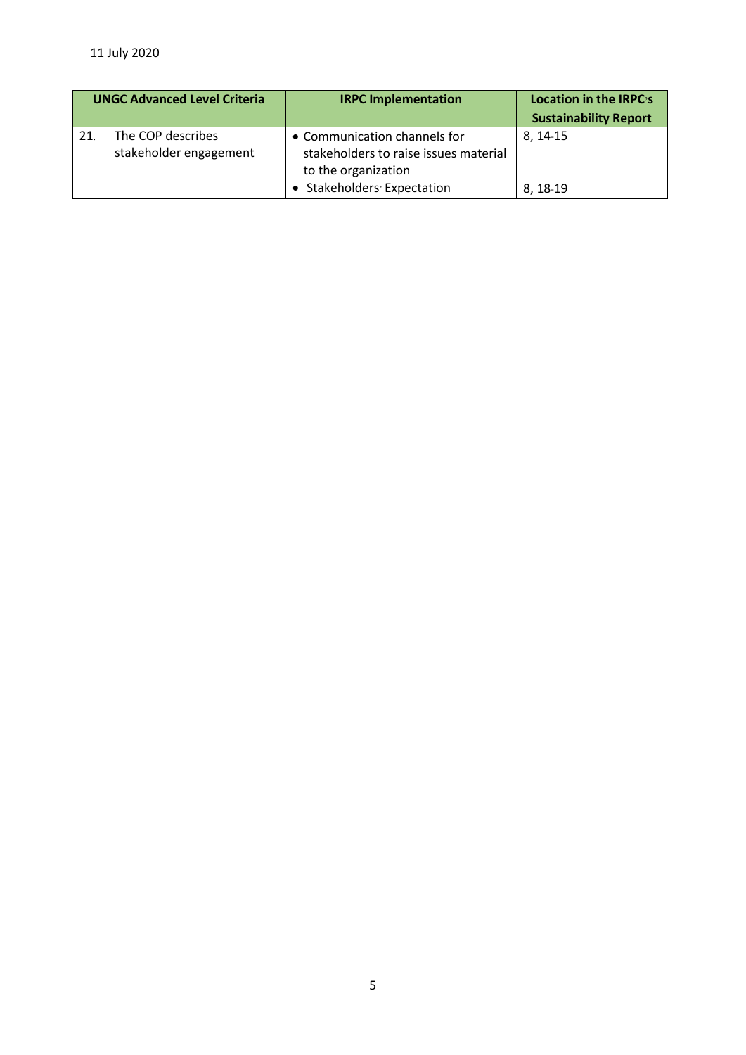11 July 2020

| UNGC Advanced Level Criteria | | IRPC Implementation | Location in the IRPC's Sustainability Report |
|---|---|---|---|
| 21. | The COP describes stakeholder engagement | • Communication channels for stakeholders to raise issues material to the organization<br>• Stakeholders' Expectation | 8, 14-15<br><br>8, 18-19 |